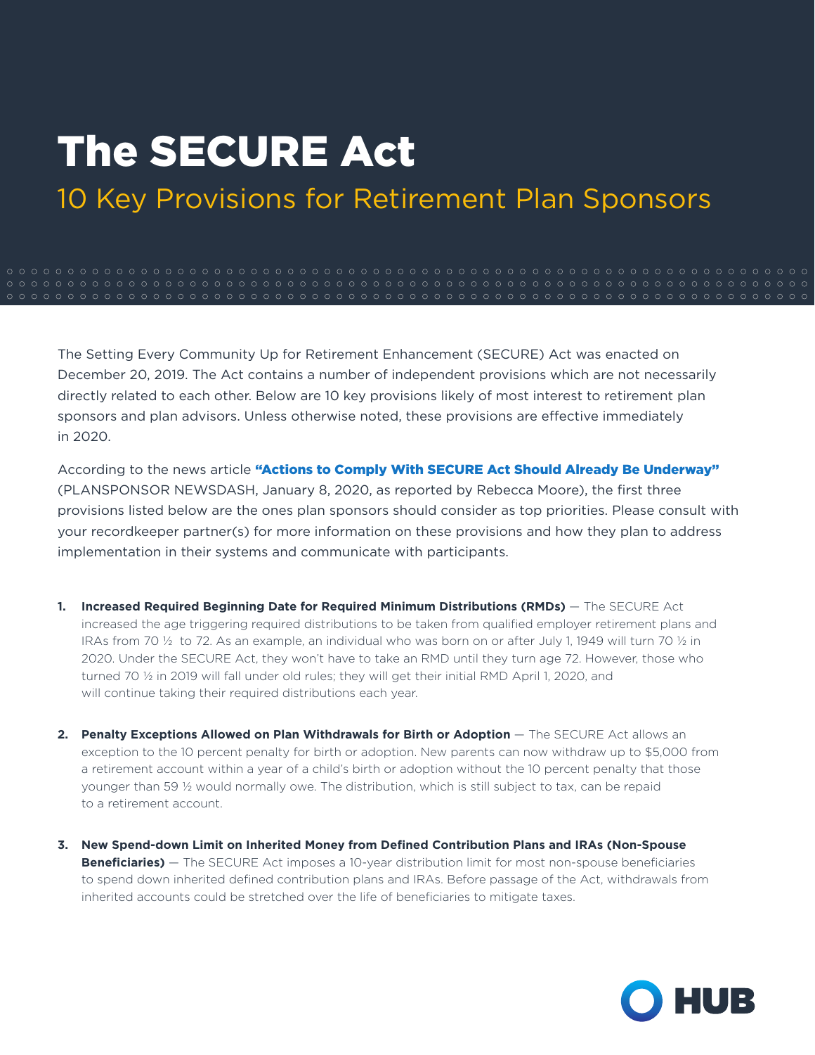# The SECURE Act

## 10 Key Provisions for Retirement Plan Sponsors

The Setting Every Community Up for Retirement Enhancement (SECURE) Act was enacted on December 20, 2019. The Act contains a number of independent provisions which are not necessarily directly related to each other. Below are 10 key provisions likely of most interest to retirement plan sponsors and plan advisors. Unless otherwise noted, these provisions are effective immediately in 2020.

According to the news article **"Actions to Comply With SECURE Act Should Already Be Underway"** (PLANSPONSOR NEWSDASH, January 8, 2020, as reported by Rebecca Moore), the first three provisions listed below are the ones plan sponsors should consider as top priorities. Please consult with your recordkeeper partner(s) for more information on these provisions and how they plan to address implementation in their systems and communicate with participants.

1. **Increased Required Beginning Date for Required Minimum Distributions (RMDs)** — The SECURE Act increased the age triggering required distributions to be taken from qualified employer retirement plans and IRAs from 70 ½ to 72. As an example, an individual who was born on or after July 1, 1949 will turn 70 ½ in 2020. Under the SECURE Act, they won't have to take an RMD until they turn age 72. However, those who turned 70 ½ in 2019 will fall under old rules; they will get their initial RMD April 1, 2020, and will continue taking their required distributions each year.

2. **Penalty Exceptions Allowed on Plan Withdrawals for Birth or Adoption** — The SECURE Act allows an exception to the 10 percent penalty for birth or adoption. New parents can now withdraw up to $5,000 from a retirement account within a year of a child's birth or adoption without the 10 percent penalty that those younger than 59 ½ would normally owe. The distribution, which is still subject to tax, can be repaid to a retirement account.

3. **New Spend-down Limit on Inherited Money from Defined Contribution Plans and IRAs (Non-Spouse Beneficiaries)** — The SECURE Act imposes a 10-year distribution limit for most non-spouse beneficiaries to spend down inherited defined contribution plans and IRAs. Before passage of the Act, withdrawals from inherited accounts could be stretched over the life of beneficiaries to mitigate taxes.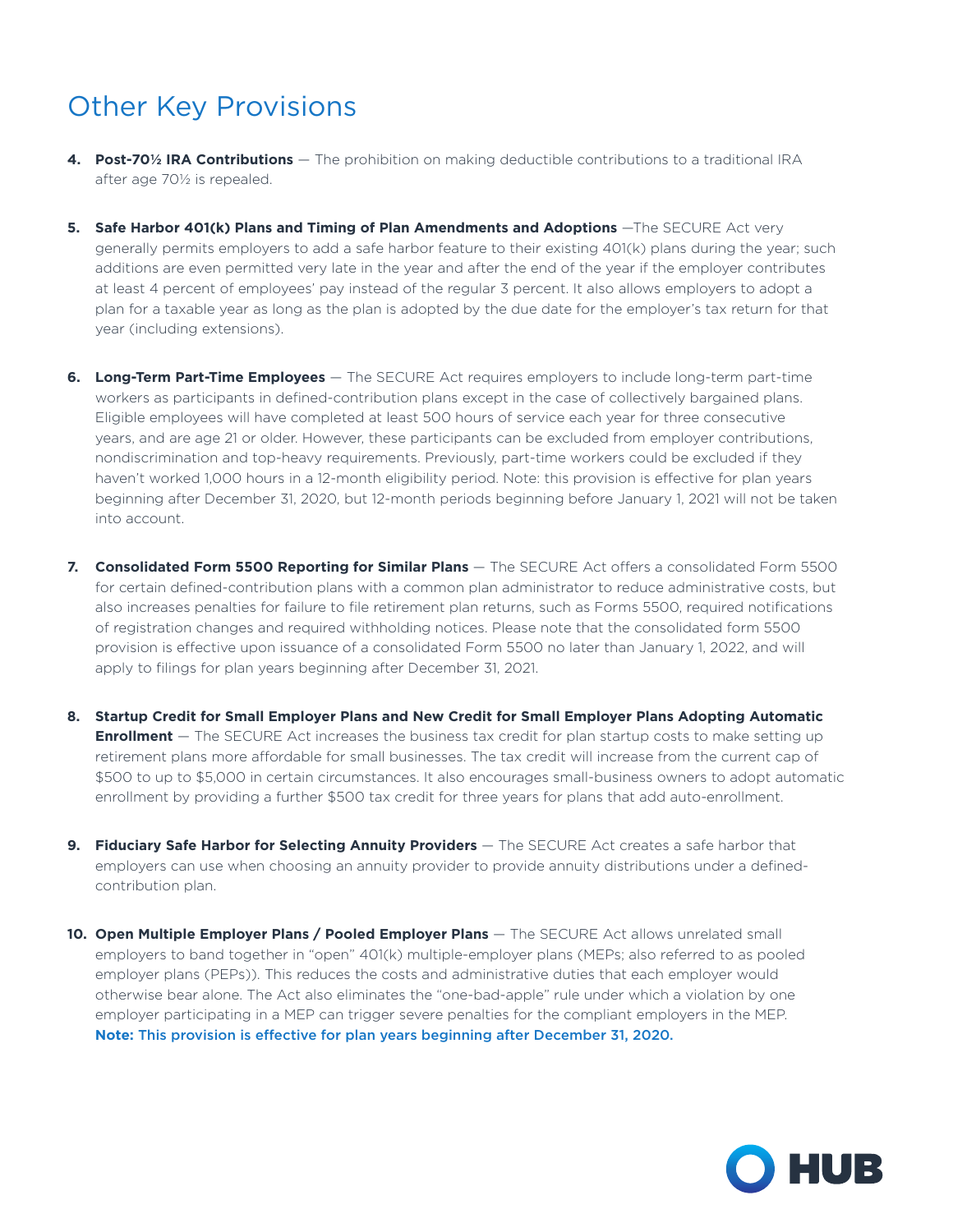# Other Key Provisions

4. **Post-70½ IRA Contributions** — The prohibition on making deductible contributions to a traditional IRA after age 70½ is repealed.

5. **Safe Harbor 401(k) Plans and Timing of Plan Amendments and Adoptions** —The SECURE Act very generally permits employers to add a safe harbor feature to their existing 401(k) plans during the year; such additions are even permitted very late in the year and after the end of the year if the employer contributes at least 4 percent of employees' pay instead of the regular 3 percent. It also allows employers to adopt a plan for a taxable year as long as the plan is adopted by the due date for the employer's tax return for that year (including extensions).

6. **Long-Term Part-Time Employees** — The SECURE Act requires employers to include long-term part-time workers as participants in defined-contribution plans except in the case of collectively bargained plans. Eligible employees will have completed at least 500 hours of service each year for three consecutive years, and are age 21 or older. However, these participants can be excluded from employer contributions, nondiscrimination and top-heavy requirements. Previously, part-time workers could be excluded if they haven't worked 1,000 hours in a 12-month eligibility period. Note: this provision is effective for plan years beginning after December 31, 2020, but 12-month periods beginning before January 1, 2021 will not be taken into account.

7. **Consolidated Form 5500 Reporting for Similar Plans** — The SECURE Act offers a consolidated Form 5500 for certain defined-contribution plans with a common plan administrator to reduce administrative costs, but also increases penalties for failure to file retirement plan returns, such as Forms 5500, required notifications of registration changes and required withholding notices. Please note that the consolidated form 5500 provision is effective upon issuance of a consolidated Form 5500 no later than January 1, 2022, and will apply to filings for plan years beginning after December 31, 2021.

8. **Startup Credit for Small Employer Plans and New Credit for Small Employer Plans Adopting Automatic Enrollment** — The SECURE Act increases the business tax credit for plan startup costs to make setting up retirement plans more affordable for small businesses. The tax credit will increase from the current cap of $500 to up to $5,000 in certain circumstances. It also encourages small-business owners to adopt automatic enrollment by providing a further $500 tax credit for three years for plans that add auto-enrollment.

9. **Fiduciary Safe Harbor for Selecting Annuity Providers** — The SECURE Act creates a safe harbor that employers can use when choosing an annuity provider to provide annuity distributions under a defined-contribution plan.

10. **Open Multiple Employer Plans / Pooled Employer Plans** — The SECURE Act allows unrelated small employers to band together in "open" 401(k) multiple-employer plans (MEPs; also referred to as pooled employer plans (PEPs)). This reduces the costs and administrative duties that each employer would otherwise bear alone. The Act also eliminates the "one-bad-apple" rule under which a violation by one employer participating in a MEP can trigger severe penalties for the compliant employers in the MEP. **Note: This provision is effective for plan years beginning after December 31, 2020.**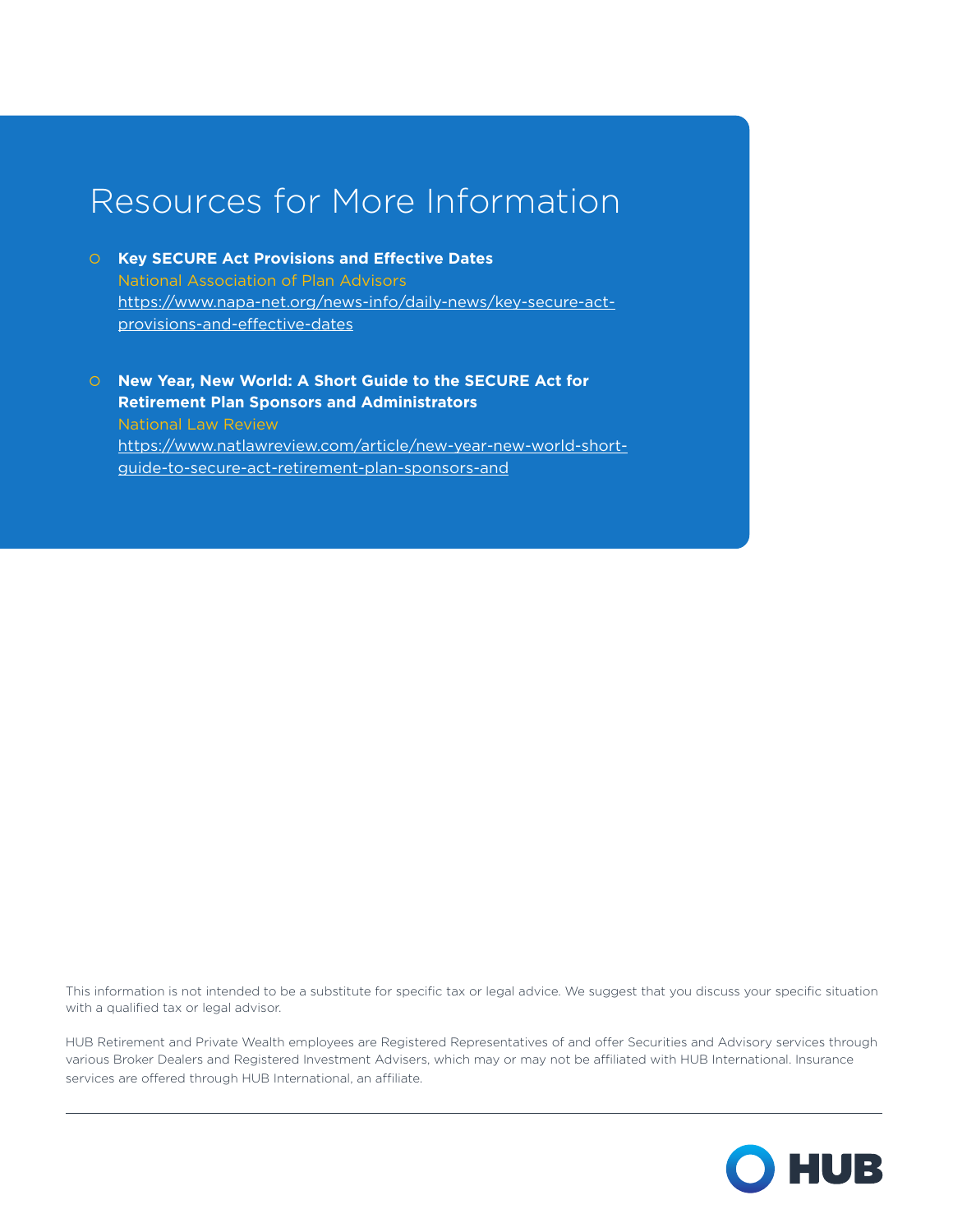# Resources for More Information

- **Key SECURE Act Provisions and Effective Dates**
  National Association of Plan Advisors
  https://www.napa-net.org/news-info/daily-news/key-secure-act-provisions-and-effective-dates

- **New Year, New World: A Short Guide to the SECURE Act for Retirement Plan Sponsors and Administrators**
  National Law Review
  https://www.natlawreview.com/article/new-year-new-world-short-guide-to-secure-act-retirement-plan-sponsors-and

This information is not intended to be a substitute for specific tax or legal advice. We suggest that you discuss your specific situation with a qualified tax or legal advisor.

HUB Retirement and Private Wealth employees are Registered Representatives of and offer Securities and Advisory services through various Broker Dealers and Registered Investment Advisers, which may or may not be affiliated with HUB International. Insurance services are offered through HUB International, an affiliate.

HUB